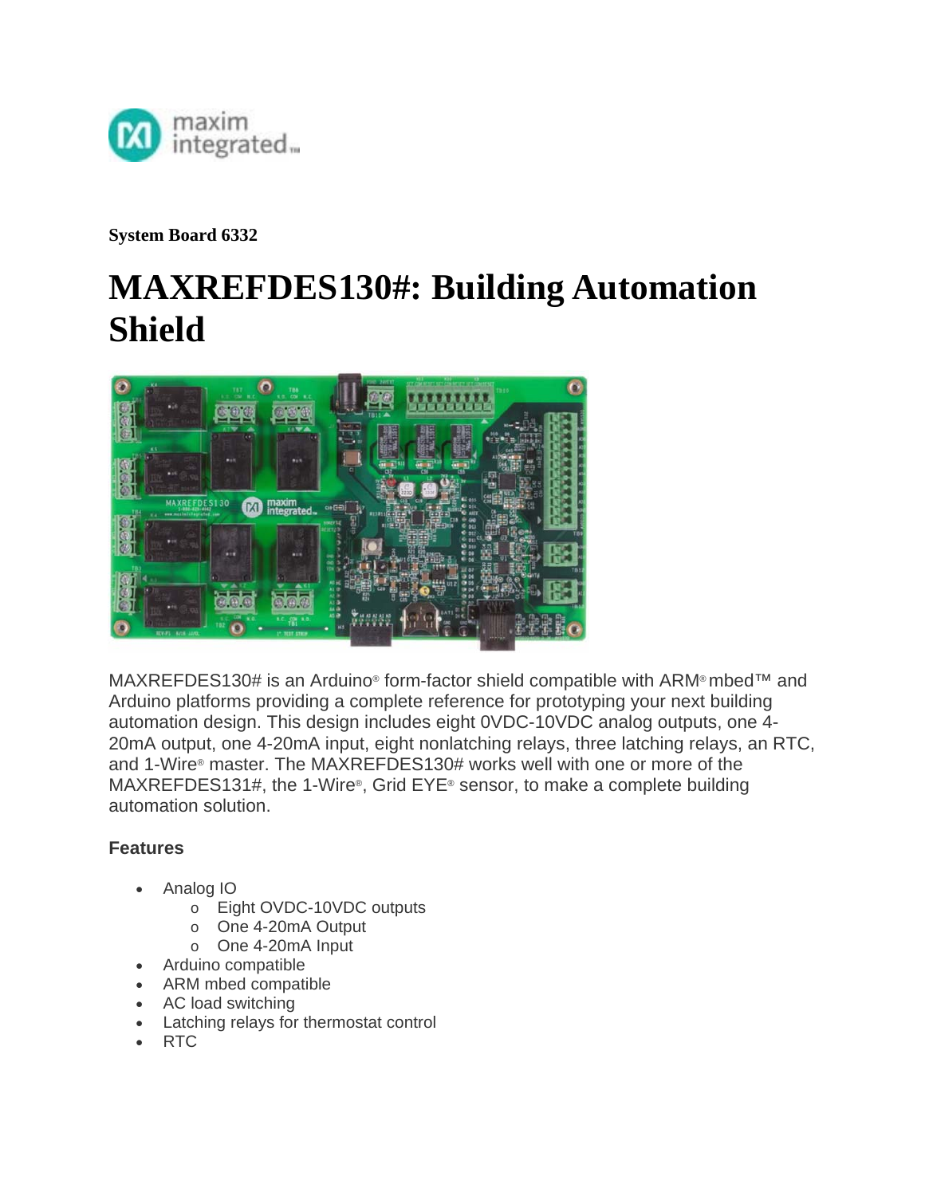System Board 6332

# MAXREFDES130#: Building Automation Shield

MAXREFDES130# is an Arduino® form-factor shield compatible with ARM® mbed™ and Arduino platforms providing a complete reference for prototyping your next building automation design. This design includes eight 0VDC-10VDC analog outputs, one 4-20mA output, one 4-20mA input, eight nonlatching relays, three latching relays, an RTC, and 1-Wire® master. The MAXREFDES130# works well with one or more of the MAXREFDES131#, the 1-Wire®, Grid EYE® sensor, to make a complete building automation solution.

### Features

- Analog IO
  - Eight OVDC-10VDC outputs
  - One 4-20mA Output
  - One 4-20mA Input
- Arduino compatible
- ARM mbed compatible
- AC load switching
- Latching relays for thermostat control
- RTC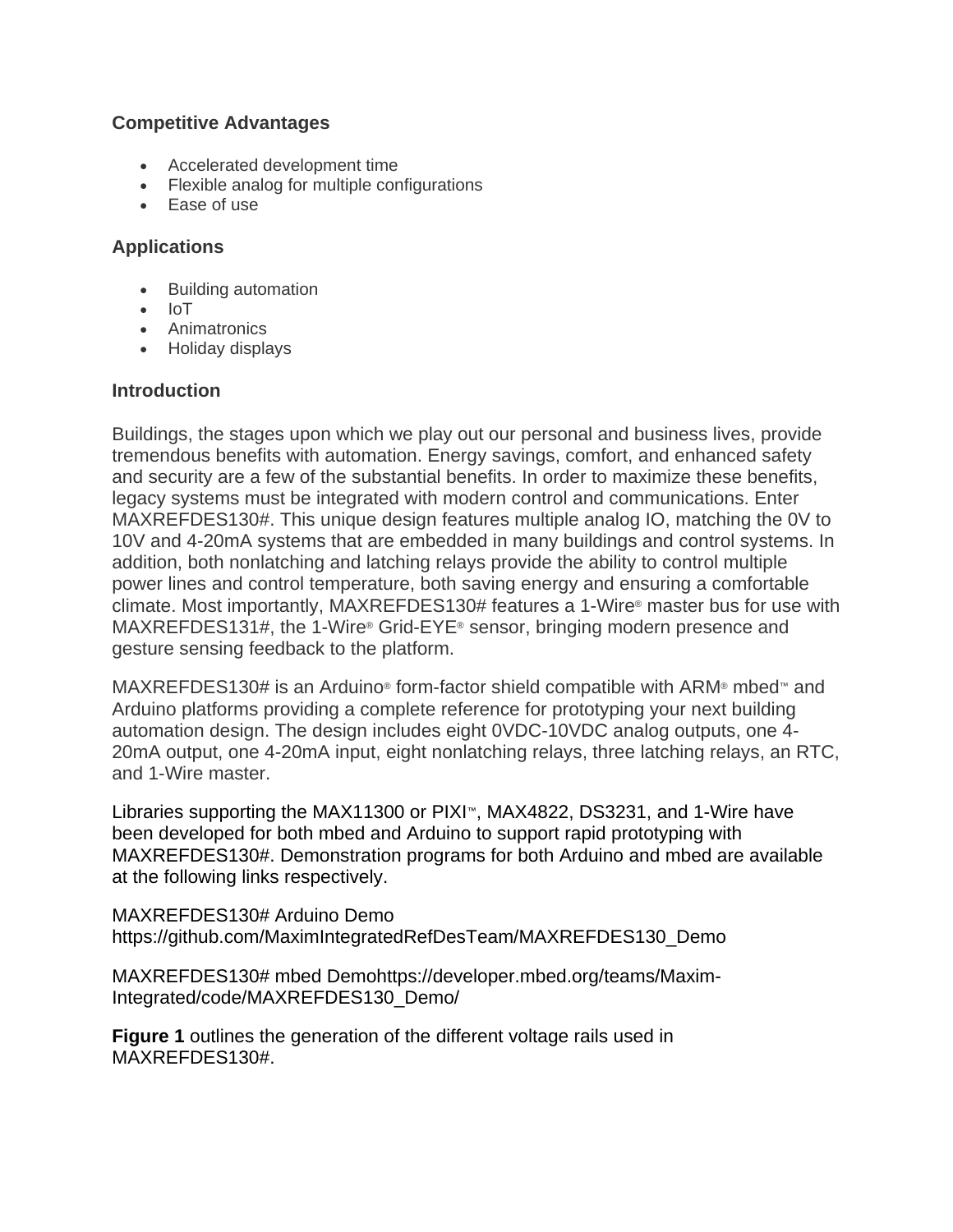## Competitive Advantages

- Accelerated development time
- Flexible analog for multiple configurations
- Ease of use

## Applications

- Building automation
- IoT
- Animatronics
- Holiday displays

## Introduction

Buildings, the stages upon which we play out our personal and business lives, provide tremendous benefits with automation. Energy savings, comfort, and enhanced safety and security are a few of the substantial benefits. In order to maximize these benefits, legacy systems must be integrated with modern control and communications. Enter MAXREFDES130#. This unique design features multiple analog IO, matching the 0V to 10V and 4-20mA systems that are embedded in many buildings and control systems. In addition, both nonlatching and latching relays provide the ability to control multiple power lines and control temperature, both saving energy and ensuring a comfortable climate. Most importantly, MAXREFDES130# features a 1-Wire® master bus for use with MAXREFDES131#, the 1-Wire® Grid-EYE® sensor, bringing modern presence and gesture sensing feedback to the platform.

MAXREFDES130# is an Arduino® form-factor shield compatible with ARM® mbed™ and Arduino platforms providing a complete reference for prototyping your next building automation design. The design includes eight 0VDC-10VDC analog outputs, one 4-20mA output, one 4-20mA input, eight nonlatching relays, three latching relays, an RTC, and 1-Wire master.

Libraries supporting the MAX11300 or PIXI™, MAX4822, DS3231, and 1-Wire have been developed for both mbed and Arduino to support rapid prototyping with MAXREFDES130#. Demonstration programs for both Arduino and mbed are available at the following links respectively.

MAXREFDES130# Arduino Demo
https://github.com/MaximIntegratedRefDesTeam/MAXREFDES130_Demo

MAXREFDES130# mbed Demohttps://developer.mbed.org/teams/Maxim-Integrated/code/MAXREFDES130_Demo/

**Figure 1** outlines the generation of the different voltage rails used in MAXREFDES130#.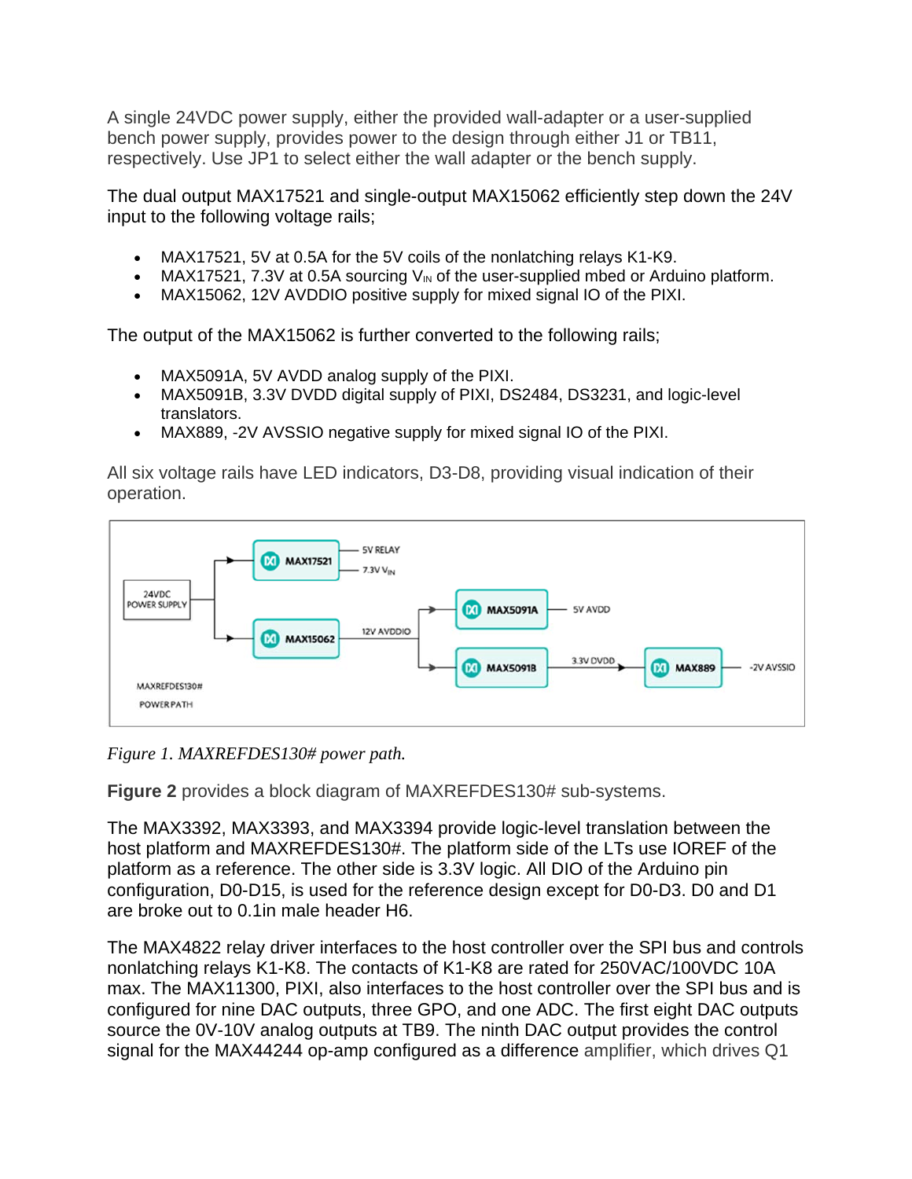A single 24VDC power supply, either the provided wall-adapter or a user-supplied bench power supply, provides power to the design through either J1 or TB11, respectively. Use JP1 to select either the wall adapter or the bench supply.

The dual output MAX17521 and single-output MAX15062 efficiently step down the 24V input to the following voltage rails;

- MAX17521, 5V at 0.5A for the 5V coils of the nonlatching relays K1-K9.
- MAX17521, 7.3V at 0.5A sourcing $V_{IN}$ of the user-supplied mbed or Arduino platform.
- MAX15062, 12V AVDDIO positive supply for mixed signal IO of the PIXI.

The output of the MAX15062 is further converted to the following rails;

- MAX5091A, 5V AVDD analog supply of the PIXI.
- MAX5091B, 3.3V DVDD digital supply of PIXI, DS2484, DS3231, and logic-level translators.
- MAX889, -2V AVSSIO negative supply for mixed signal IO of the PIXI.

All six voltage rails have LED indicators, D3-D8, providing visual indication of their operation.

*Figure 1. MAXREFDES130# power path.*

**Figure 2** provides a block diagram of MAXREFDES130# sub-systems.

The MAX3392, MAX3393, and MAX3394 provide logic-level translation between the host platform and MAXREFDES130#. The platform side of the LTs use IOREF of the platform as a reference. The other side is 3.3V logic. All DIO of the Arduino pin configuration, D0-D15, is used for the reference design except for D0-D3. D0 and D1 are broke out to 0.1in male header H6.

The MAX4822 relay driver interfaces to the host controller over the SPI bus and controls nonlatching relays K1-K8. The contacts of K1-K8 are rated for 250VAC/100VDC 10A max. The MAX11300, PIXI, also interfaces to the host controller over the SPI bus and is configured for nine DAC outputs, three GPO, and one ADC. The first eight DAC outputs source the 0V-10V analog outputs at TB9. The ninth DAC output provides the control signal for the MAX44244 op-amp configured as a difference amplifier, which drives Q1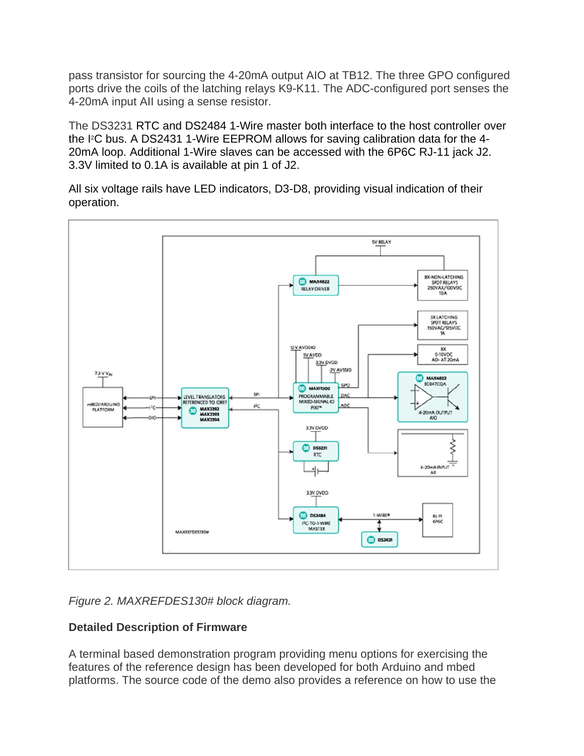pass transistor for sourcing the 4-20mA output AIO at TB12. The three GPO configured ports drive the coils of the latching relays K9-K11. The ADC-configured port senses the 4-20mA input AII using a sense resistor.

The DS3231 RTC and DS2484 1-Wire master both interface to the host controller over the I²C bus. A DS2431 1-Wire EEPROM allows for saving calibration data for the 4-20mA loop. Additional 1-Wire slaves can be accessed with the 6P6C RJ-11 jack J2. 3.3V limited to 0.1A is available at pin 1 of J2.

All six voltage rails have LED indicators, D3-D8, providing visual indication of their operation.

*Figure 2. MAXREFDES130# block diagram.*

**Detailed Description of Firmware**

A terminal based demonstration program providing menu options for exercising the features of the reference design has been developed for both Arduino and mbed platforms. The source code of the demo also provides a reference on how to use the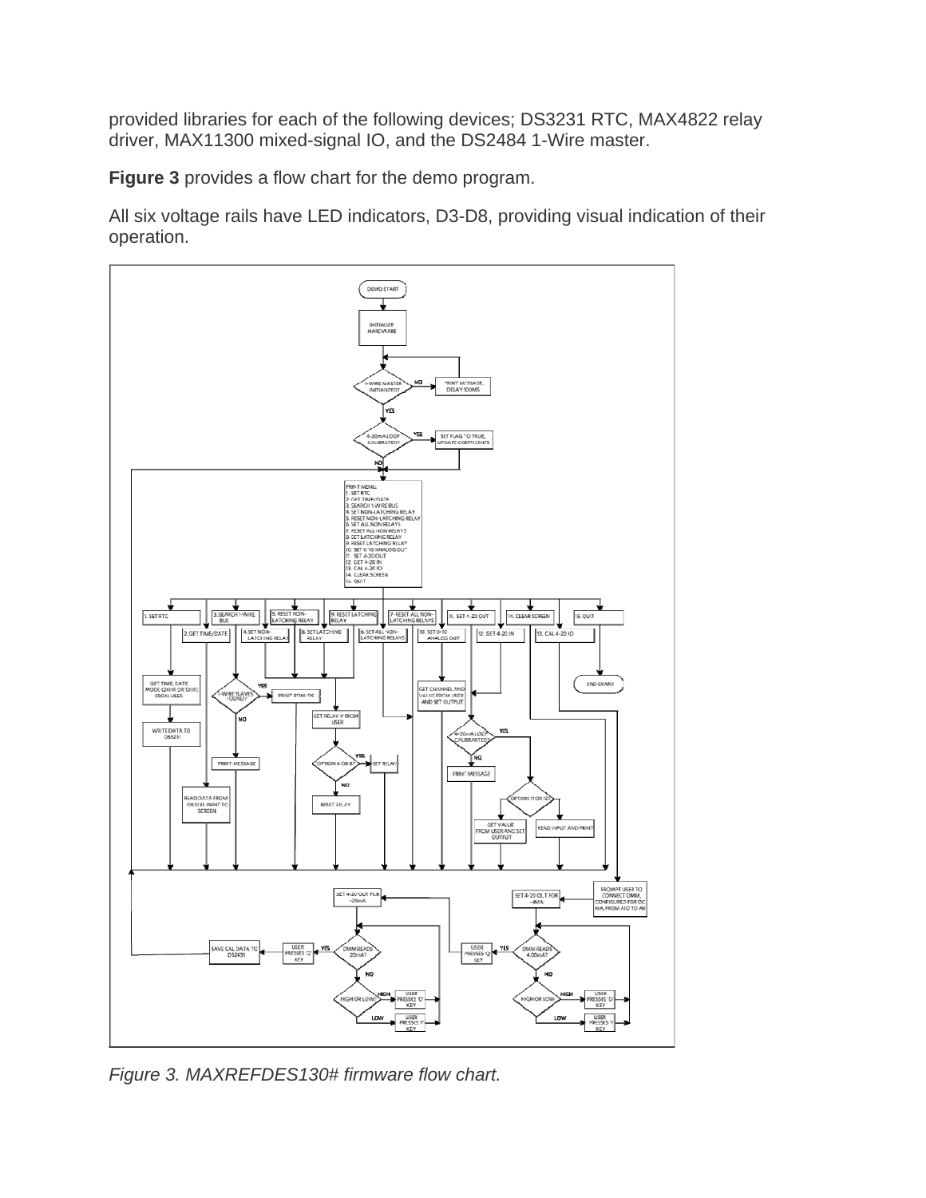provided libraries for each of the following devices; DS3231 RTC, MAX4822 relay driver, MAX11300 mixed-signal IO, and the DS2484 1-Wire master.

**Figure 3** provides a flow chart for the demo program.

All six voltage rails have LED indicators, D3-D8, providing visual indication of their operation.

*Figure 3. MAXREFDES130# firmware flow chart.*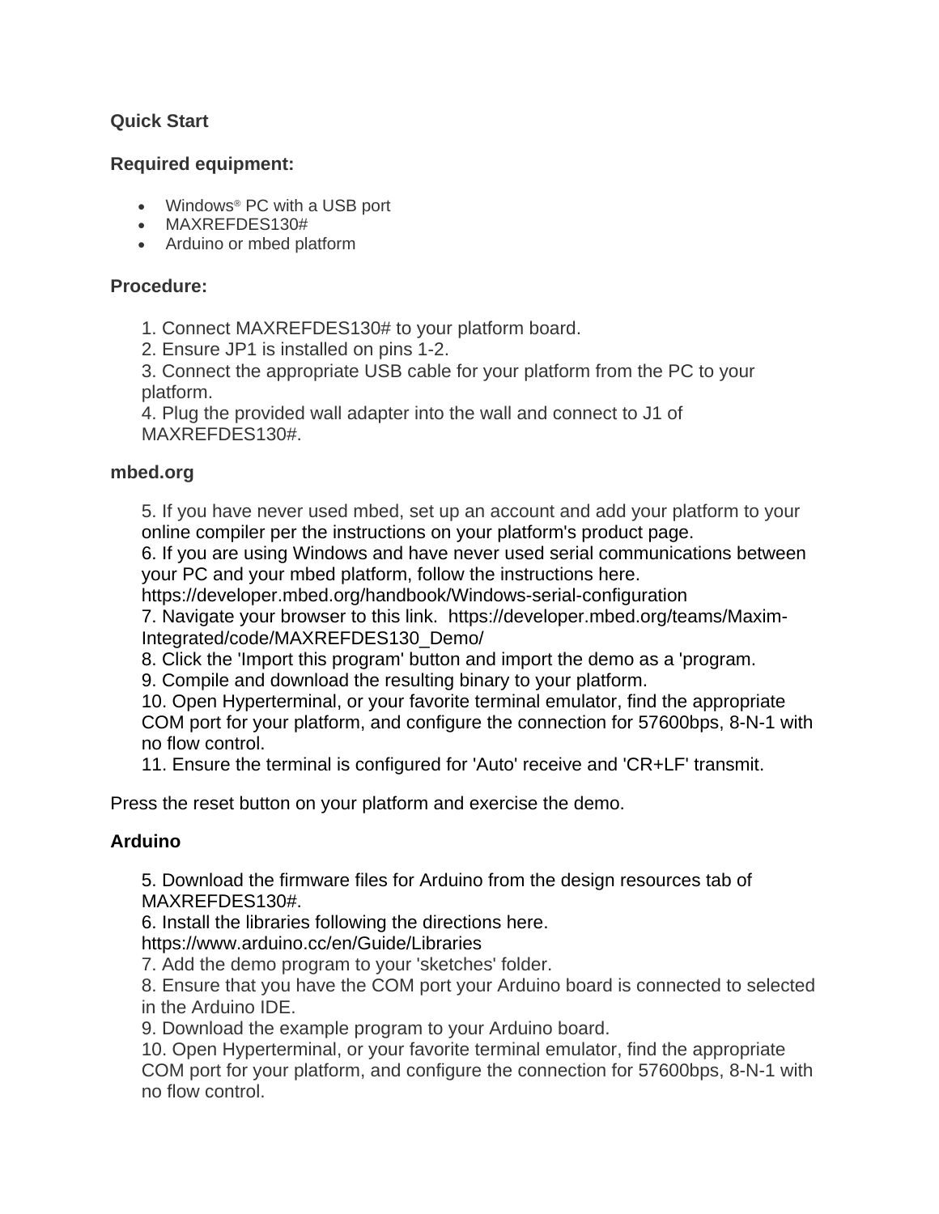**Quick Start**

**Required equipment:**

- Windows® PC with a USB port
- MAXREFDES130#
- Arduino or mbed platform

**Procedure:**

1. Connect MAXREFDES130# to your platform board.
2. Ensure JP1 is installed on pins 1-2.
3. Connect the appropriate USB cable for your platform from the PC to your platform.
4. Plug the provided wall adapter into the wall and connect to J1 of MAXREFDES130#.

**mbed.org**

5. If you have never used mbed, set up an account and add your platform to your online compiler per the instructions on your platform's product page.
6. If you are using Windows and have never used serial communications between your PC and your mbed platform, follow the instructions here. https://developer.mbed.org/handbook/Windows-serial-configuration
7. Navigate your browser to this link. https://developer.mbed.org/teams/Maxim-Integrated/code/MAXREFDES130_Demo/
8. Click the 'Import this program' button and import the demo as a 'program.
9. Compile and download the resulting binary to your platform.
10. Open Hyperterminal, or your favorite terminal emulator, find the appropriate COM port for your platform, and configure the connection for 57600bps, 8-N-1 with no flow control.
11. Ensure the terminal is configured for 'Auto' receive and 'CR+LF' transmit.

Press the reset button on your platform and exercise the demo.

**Arduino**

5. Download the firmware files for Arduino from the design resources tab of MAXREFDES130#.
6. Install the libraries following the directions here. https://www.arduino.cc/en/Guide/Libraries
7. Add the demo program to your 'sketches' folder.
8. Ensure that you have the COM port your Arduino board is connected to selected in the Arduino IDE.
9. Download the example program to your Arduino board.
10. Open Hyperterminal, or your favorite terminal emulator, find the appropriate COM port for your platform, and configure the connection for 57600bps, 8-N-1 with no flow control.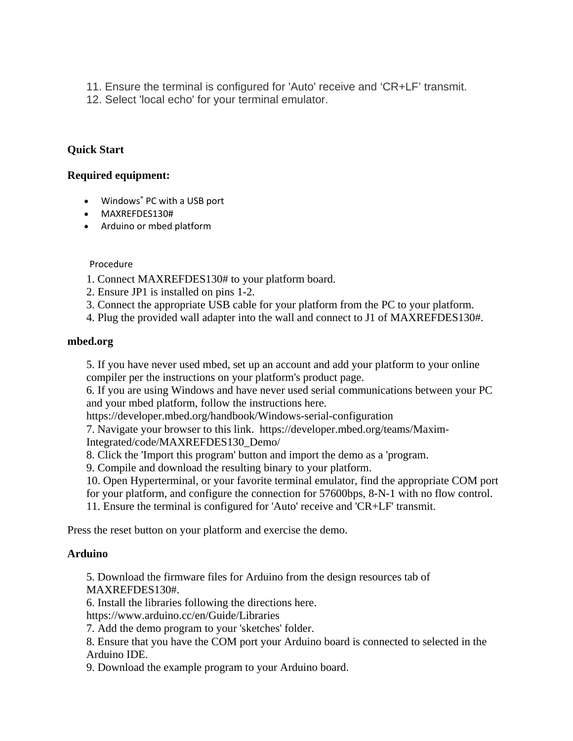11. Ensure the terminal is configured for 'Auto' receive and ‘CR+LF’ transmit.
12. Select 'local echo' for your terminal emulator.

**Quick Start**

**Required equipment:**

- Windows® PC with a USB port
- MAXREFDES130#
- Arduino or mbed platform

Procedure

1. Connect MAXREFDES130# to your platform board.
2. Ensure JP1 is installed on pins 1-2.
3. Connect the appropriate USB cable for your platform from the PC to your platform.
4. Plug the provided wall adapter into the wall and connect to J1 of MAXREFDES130#.

**mbed.org**

5. If you have never used mbed, set up an account and add your platform to your online compiler per the instructions on your platform's product page.
6. If you are using Windows and have never used serial communications between your PC and your mbed platform, follow the instructions here. https://developer.mbed.org/handbook/Windows-serial-configuration
7. Navigate your browser to this link. https://developer.mbed.org/teams/Maxim-Integrated/code/MAXREFDES130_Demo/
8. Click the 'Import this program' button and import the demo as a 'program.
9. Compile and download the resulting binary to your platform.
10. Open Hyperterminal, or your favorite terminal emulator, find the appropriate COM port for your platform, and configure the connection for 57600bps, 8-N-1 with no flow control.
11. Ensure the terminal is configured for 'Auto' receive and 'CR+LF' transmit.

Press the reset button on your platform and exercise the demo.

**Arduino**

5. Download the firmware files for Arduino from the design resources tab of MAXREFDES130#.
6. Install the libraries following the directions here. https://www.arduino.cc/en/Guide/Libraries
7. Add the demo program to your 'sketches' folder.
8. Ensure that you have the COM port your Arduino board is connected to selected in the Arduino IDE.
9. Download the example program to your Arduino board.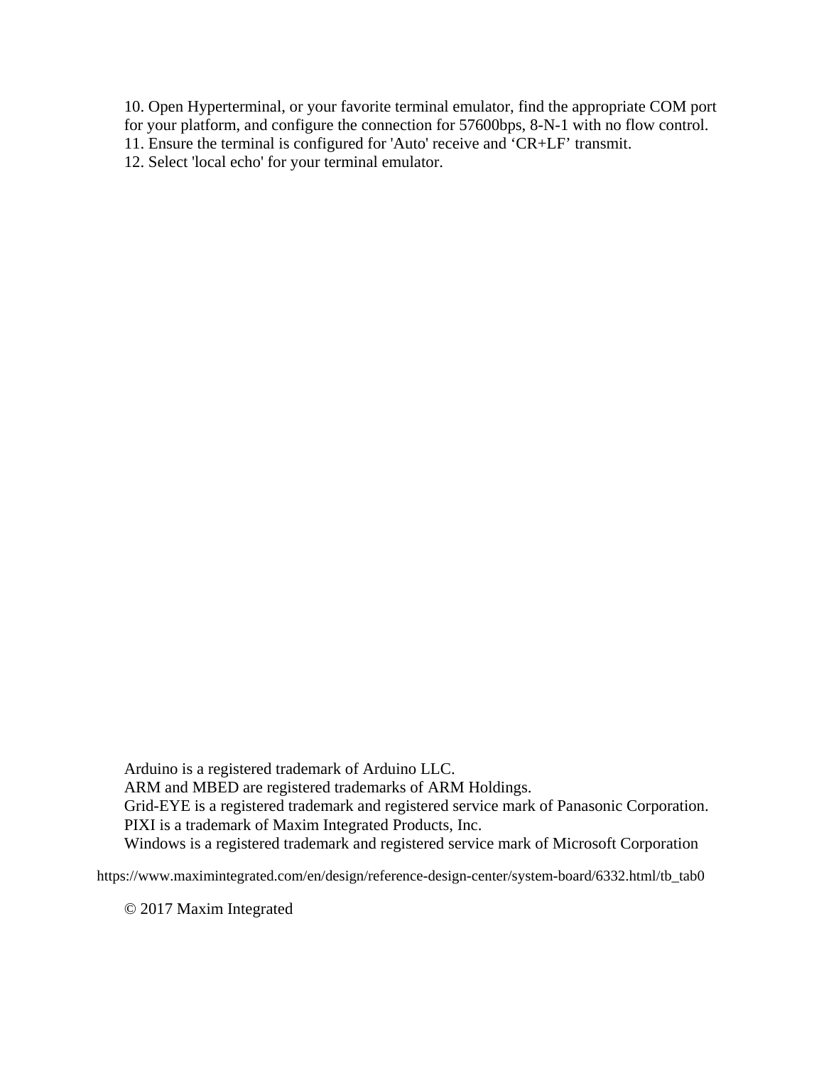10. Open Hyperterminal, or your favorite terminal emulator, find the appropriate COM port for your platform, and configure the connection for 57600bps, 8-N-1 with no flow control.
11. Ensure the terminal is configured for 'Auto' receive and ‘CR+LF’ transmit.
12. Select 'local echo' for your terminal emulator.

Arduino is a registered trademark of Arduino LLC.
ARM and MBED are registered trademarks of ARM Holdings.
Grid-EYE is a registered trademark and registered service mark of Panasonic Corporation.
PIXI is a trademark of Maxim Integrated Products, Inc.
Windows is a registered trademark and registered service mark of Microsoft Corporation

https://www.maximintegrated.com/en/design/reference-design-center/system-board/6332.html/tb_tab0

© 2017 Maxim Integrated